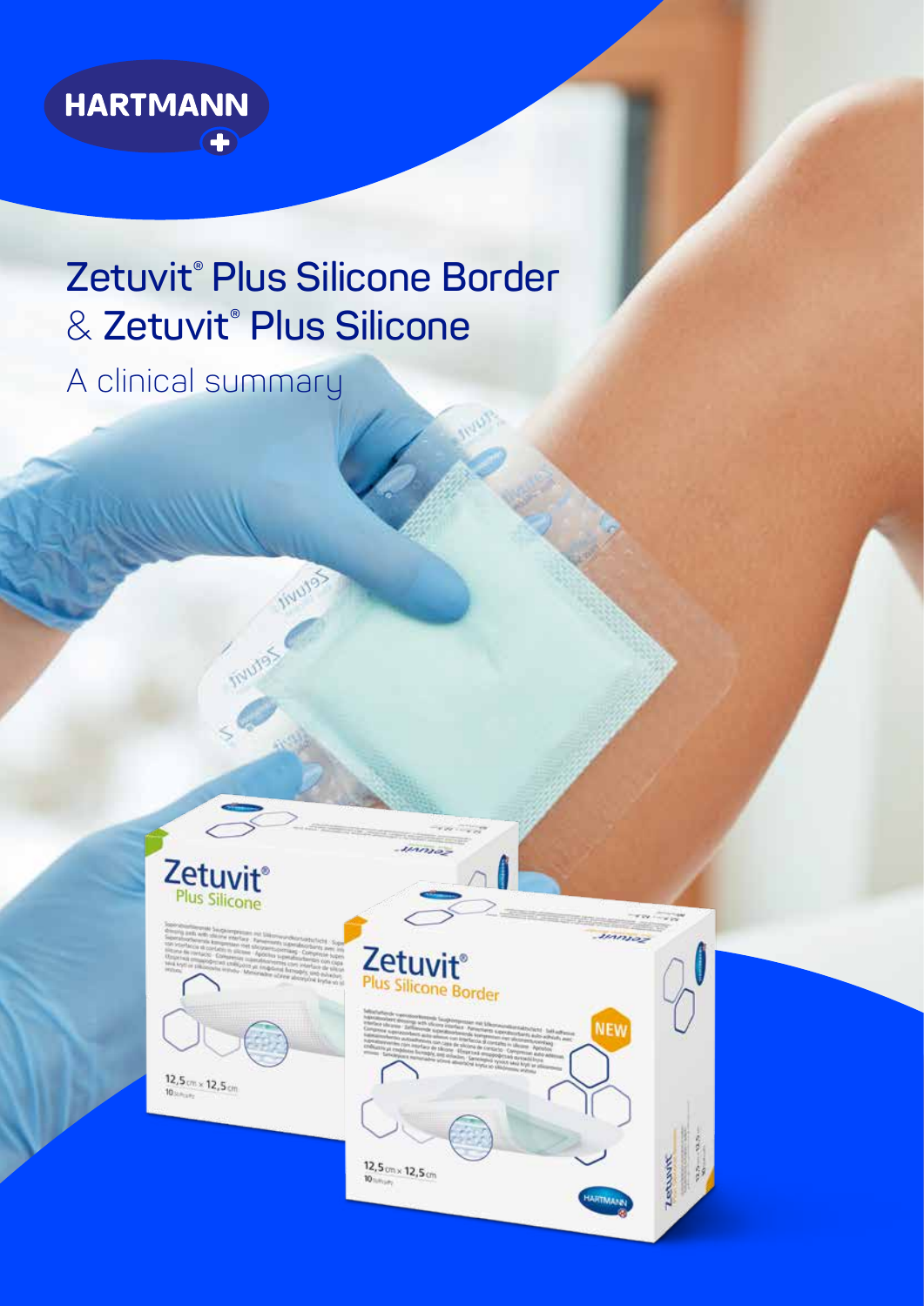HARTMANN

# Zetuvit® Plus Silicone Border & Zetuvit® Plus Silicone

## A clinical summary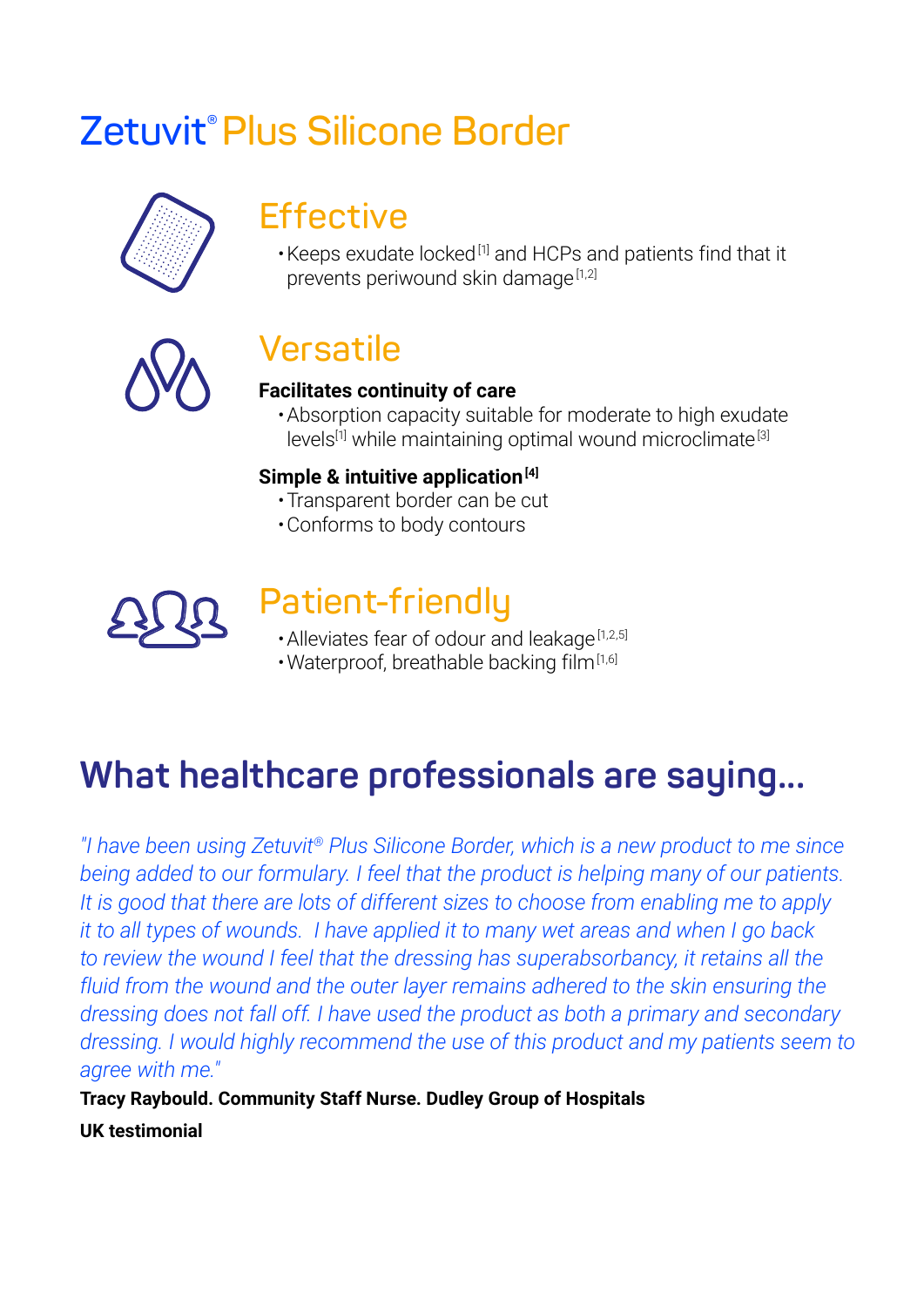# Zetuvit® Plus Silicone Border

## Effective

- Keeps exudate locked[1] and HCPs and patients find that it prevents periwound skin damage[1,2]

## Versatile

**Facilitates continuity of care**

- Absorption capacity suitable for moderate to high exudate levels[1] while maintaining optimal wound microclimate[3]

**Simple & intuitive application[4]**

- Transparent border can be cut
- Conforms to body contours

## Patient-friendly

- Alleviates fear of odour and leakage[1,2,5]
- Waterproof, breathable backing film[1,6]

## What healthcare professionals are saying...

*"I have been using Zetuvit® Plus Silicone Border, which is a new product to me since being added to our formulary. I feel that the product is helping many of our patients. It is good that there are lots of different sizes to choose from enabling me to apply it to all types of wounds. I have applied it to many wet areas and when I go back to review the wound I feel that the dressing has superabsorbancy, it retains all the fluid from the wound and the outer layer remains adhered to the skin ensuring the dressing does not fall off. I have used the product as both a primary and secondary dressing. I would highly recommend the use of this product and my patients seem to agree with me."*

**Tracy Raybould. Community Staff Nurse. Dudley Group of Hospitals**

**UK testimonial**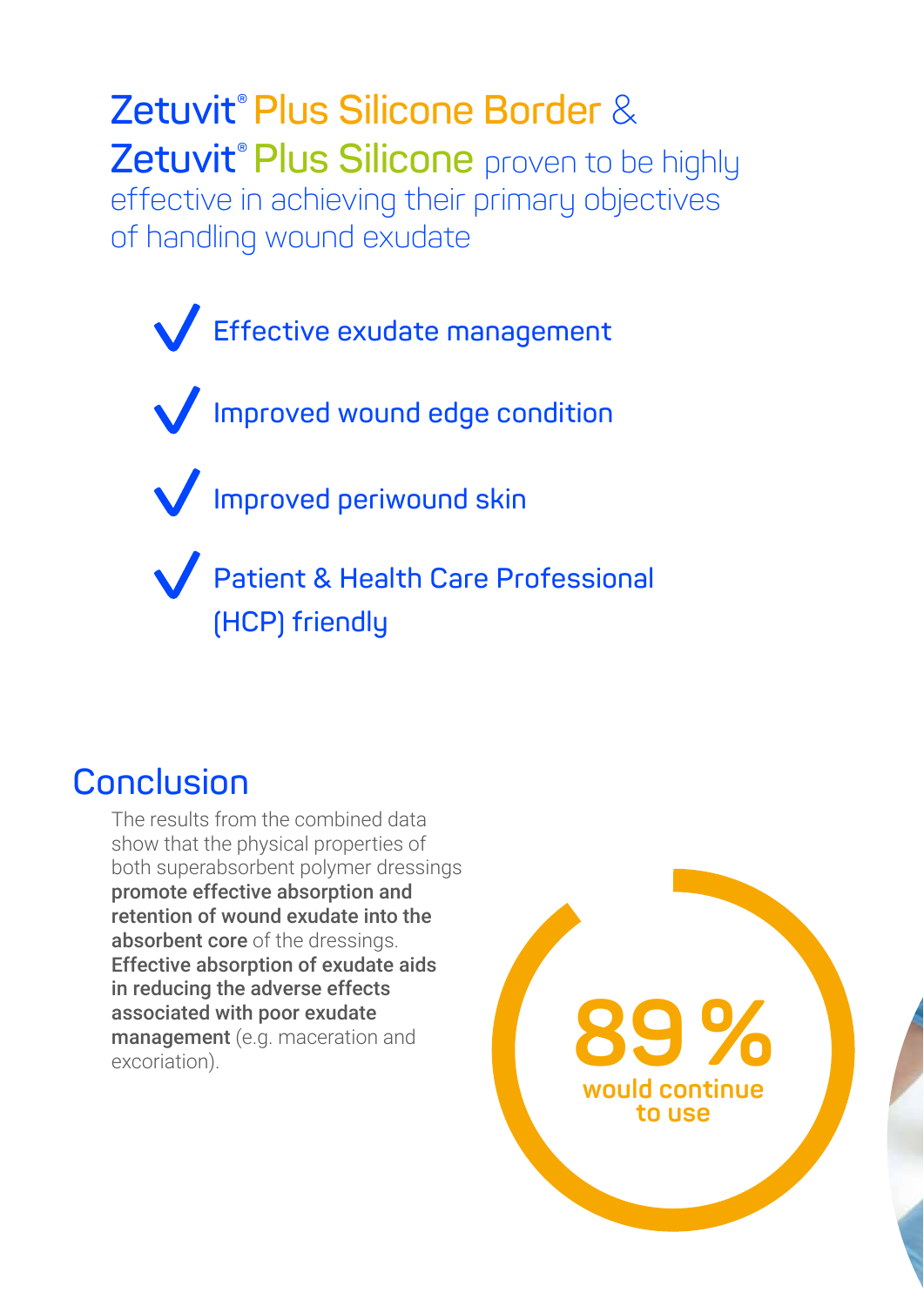## Zetuvit® Plus Silicone Border & Zetuvit® Plus Silicone proven to be highly effective in achieving their primary objectives of handling wound exudate

- ✓ Effective exudate management
- ✓ Improved wound edge condition
- ✓ Improved periwound skin
- ✓ Patient & Health Care Professional (HCP) friendly

## Conclusion

The results from the combined data show that the physical properties of both superabsorbent polymer dressings **promote effective absorption and retention of wound exudate into the absorbent core** of the dressings. **Effective absorption of exudate aids in reducing the adverse effects associated with poor exudate management** (e.g. maceration and excoriation).

**89%**
would continue to use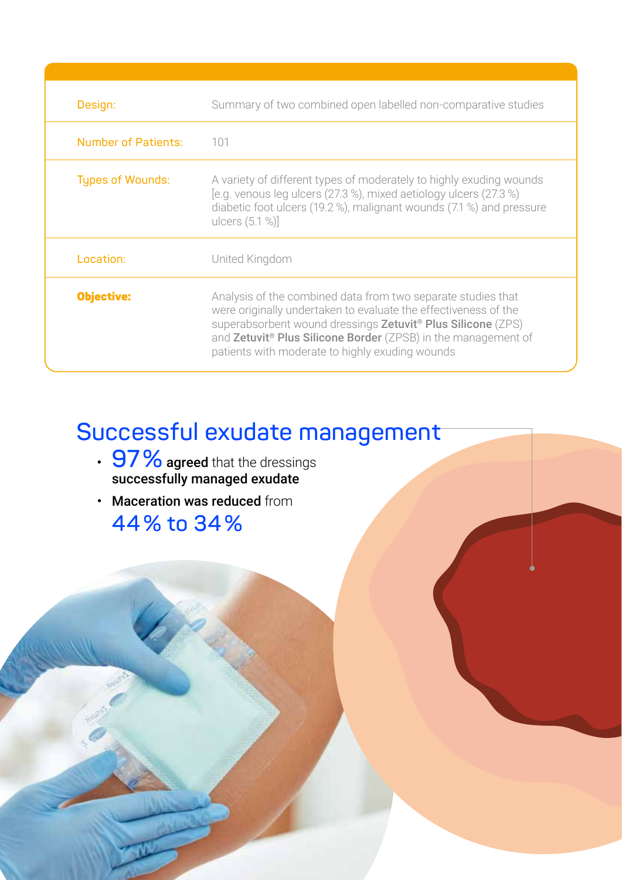| | |
|---|---|
| Design: | Summary of two combined open labelled non-comparative studies |
| Number of Patients: | 101 |
| Types of Wounds: | A variety of different types of moderately to highly exuding wounds [e.g. venous leg ulcers (27.3 %), mixed aetiology ulcers (27.3 %) diabetic foot ulcers (19.2 %), malignant wounds (7.1 %) and pressure ulcers (5.1 %)] |
| Location: | United Kingdom |
| **Objective:** | Analysis of the combined data from two separate studies that were originally undertaken to evaluate the effectiveness of the superabsorbent wound dressings **Zetuvit® Plus Silicone** (ZPS) and **Zetuvit® Plus Silicone Border** (ZPSB) in the management of patients with moderate to highly exuding wounds |

## Successful exudate management

- 97 % **agreed** that the dressings **successfully managed exudate**
- **Maceration was reduced** from 44 % to 34 %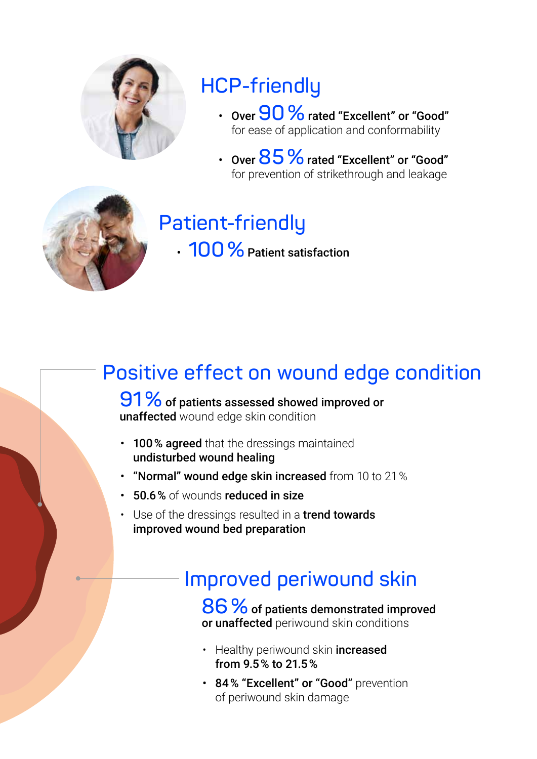## HCP-friendly

- **Over 90 % rated "Excellent" or "Good"** for ease of application and conformability
- **Over 85 % rated "Excellent" or "Good"** for prevention of strikethrough and leakage

## Patient-friendly

- **100 % Patient satisfaction**

## Positive effect on wound edge condition

**91 % of patients assessed showed improved or unaffected** wound edge skin condition

- **100 % agreed** that the dressings maintained **undisturbed wound healing**
- **"Normal" wound edge skin increased** from 10 to 21 %
- **50.6 %** of wounds **reduced in size**
- Use of the dressings resulted in a **trend towards improved wound bed preparation**

## Improved periwound skin

**86 % of patients demonstrated improved or unaffected** periwound skin conditions

- Healthy periwound skin **increased from 9.5 % to 21.5 %**
- **84 % "Excellent" or "Good"** prevention of periwound skin damage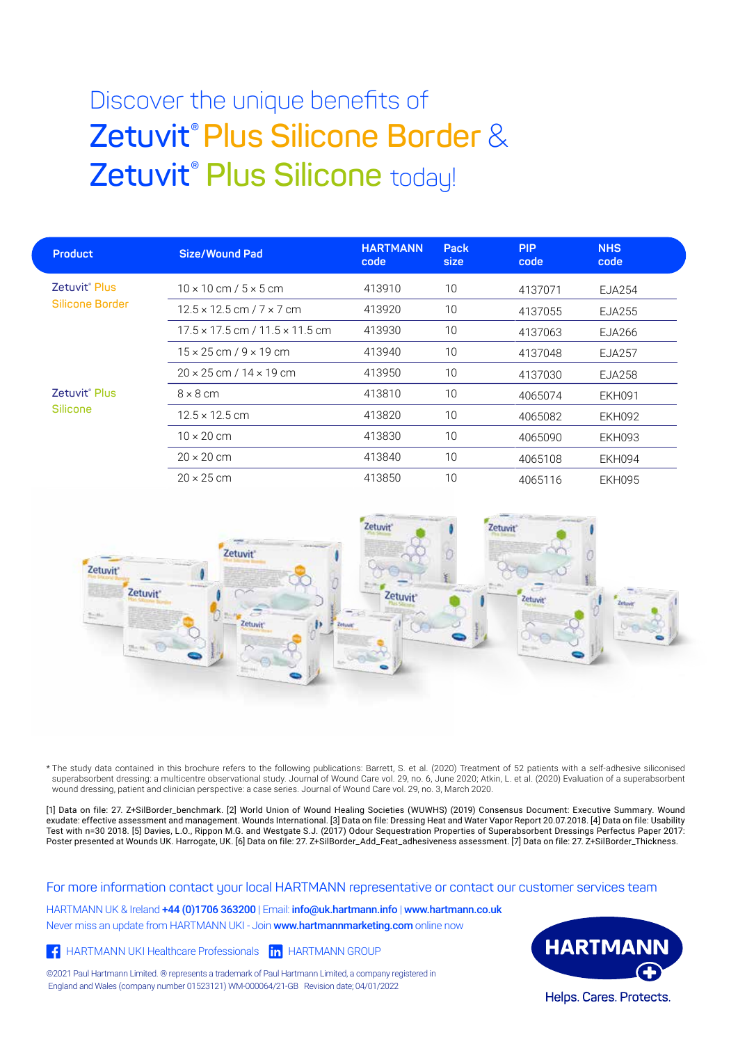# Discover the unique benefits of Zetuvit® Plus Silicone Border & Zetuvit® Plus Silicone today!

| Product | Size/Wound Pad | HARTMANN code | Pack size | PIP code | NHS code |
|---|---|---|---|---|---|
| Zetuvit® Plus Silicone Border | 10 × 10 cm / 5 × 5 cm | 413910 | 10 | 4137071 | EJA254 |
| | 12.5 × 12.5 cm / 7 × 7 cm | 413920 | 10 | 4137055 | EJA255 |
| | 17.5 × 17.5 cm / 11.5 × 11.5 cm | 413930 | 10 | 4137063 | EJA266 |
| | 15 × 25 cm / 9 × 19 cm | 413940 | 10 | 4137048 | EJA257 |
| | 20 × 25 cm / 14 × 19 cm | 413950 | 10 | 4137030 | EJA258 |
| Zetuvit® Plus Silicone | 8 × 8 cm | 413810 | 10 | 4065074 | EKH091 |
| | 12.5 × 12.5 cm | 413820 | 10 | 4065082 | EKH092 |
| | 10 × 20 cm | 413830 | 10 | 4065090 | EKH093 |
| | 20 × 20 cm | 413840 | 10 | 4065108 | EKH094 |
| | 20 × 25 cm | 413850 | 10 | 4065116 | EKH095 |

* The study data contained in this brochure refers to the following publications: Barrett, S. et al. (2020) Treatment of 52 patients with a self-adhesive siliconised superabsorbent dressing: a multicentre observational study. Journal of Wound Care vol. 29, no. 6, June 2020; Atkin, L. et al. (2020) Evaluation of a superabsorbent wound dressing, patient and clinician perspective: a case series. Journal of Wound Care vol. 29, no. 3, March 2020.

[1] Data on file: 27. Z+SilBorder_benchmark. [2] World Union of Wound Healing Societies (WUWHS) (2019) Consensus Document: Executive Summary. Wound exudate: effective assessment and management. Wounds International. [3] Data on file: Dressing Heat and Water Vapor Report 20.07.2018. [4] Data on file: Usability Test with n=30 2018. [5] Davies, L.O., Rippon M.G. and Westgate S.J. (2017) Odour Sequestration Properties of Superabsorbent Dressings Perfectus Paper 2017: Poster presented at Wounds UK. Harrogate, UK. [6] Data on file: 27. Z+SilBorder_Add_Feat_adhesiveness assessment. [7] Data on file: 27. Z+SilBorder_Thickness.

For more information contact your local HARTMANN representative or contact our customer services team

HARTMANN UK & Ireland **+44 (0)1706 363200** | Email: **info@uk.hartmann.info** | **www.hartmann.co.uk**
Never miss an update from HARTMANN UKI - Join **www.hartmannmarketing.com** online now

HARTMANN UKI Healthcare Professionals | HARTMANN GROUP

©2021 Paul Hartmann Limited. ® represents a trademark of Paul Hartmann Limited, a company registered in England and Wales (company number 01523121) WM-000064/21-GB Revision date; 04/01/2022

HARTMANN

Helps. Cares. Protects.